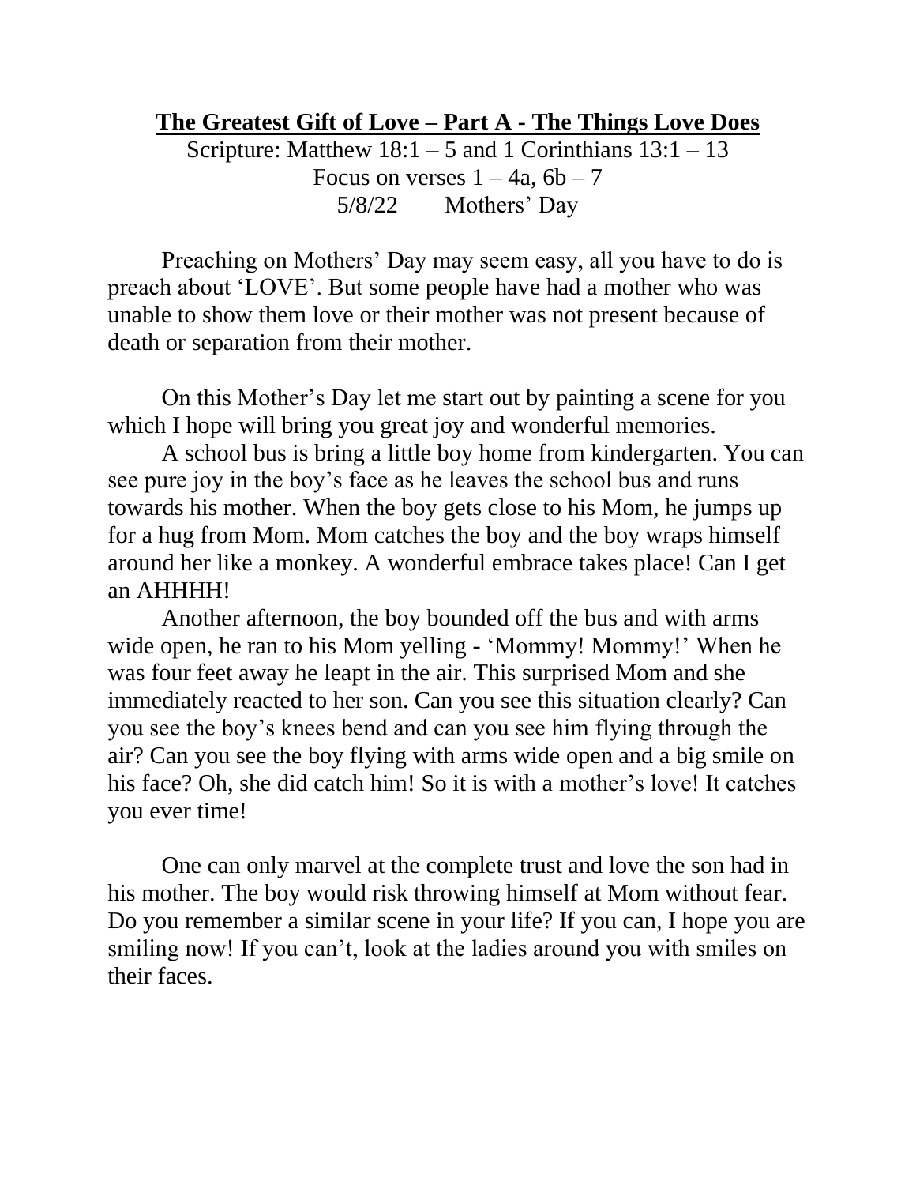# The Greatest Gift of Love – Part A - The Things Love Does

Scripture: Matthew 18:1 – 5 and 1 Corinthians 13:1 – 13
Focus on verses 1 – 4a, 6b – 7
5/8/22 Mothers' Day

Preaching on Mothers' Day may seem easy, all you have to do is preach about 'LOVE'. But some people have had a mother who was unable to show them love or their mother was not present because of death or separation from their mother.

On this Mother's Day let me start out by painting a scene for you which I hope will bring you great joy and wonderful memories.

A school bus is bring a little boy home from kindergarten. You can see pure joy in the boy's face as he leaves the school bus and runs towards his mother. When the boy gets close to his Mom, he jumps up for a hug from Mom. Mom catches the boy and the boy wraps himself around her like a monkey. A wonderful embrace takes place! Can I get an AHHHH!

Another afternoon, the boy bounded off the bus and with arms wide open, he ran to his Mom yelling - 'Mommy! Mommy!' When he was four feet away he leapt in the air. This surprised Mom and she immediately reacted to her son. Can you see this situation clearly? Can you see the boy's knees bend and can you see him flying through the air? Can you see the boy flying with arms wide open and a big smile on his face? Oh, she did catch him! So it is with a mother's love! It catches you ever time!

One can only marvel at the complete trust and love the son had in his mother. The boy would risk throwing himself at Mom without fear. Do you remember a similar scene in your life? If you can, I hope you are smiling now! If you can't, look at the ladies around you with smiles on their faces.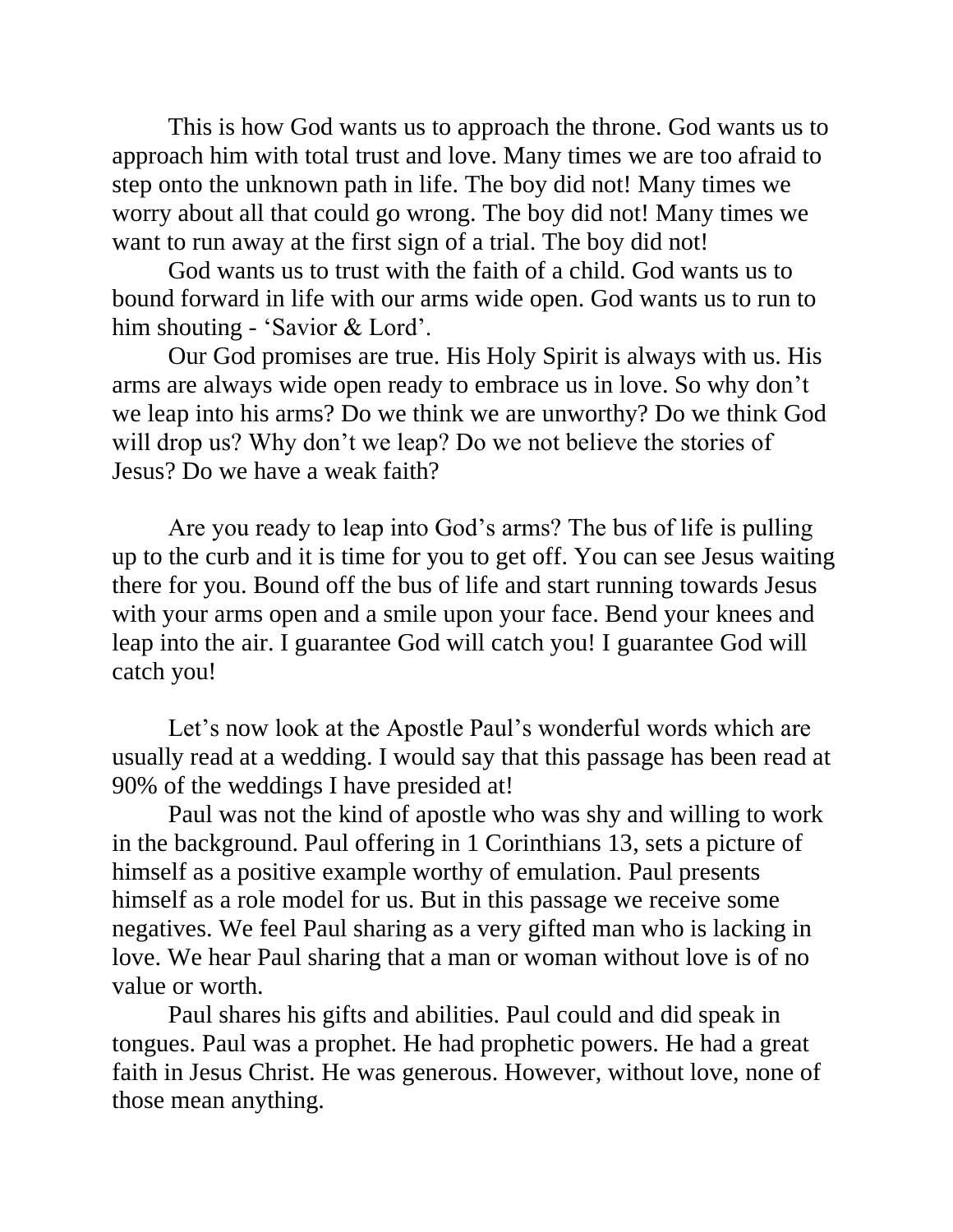This is how God wants us to approach the throne. God wants us to approach him with total trust and love. Many times we are too afraid to step onto the unknown path in life. The boy did not! Many times we worry about all that could go wrong. The boy did not! Many times we want to run away at the first sign of a trial. The boy did not!

God wants us to trust with the faith of a child. God wants us to bound forward in life with our arms wide open. God wants us to run to him shouting - 'Savior & Lord'.

Our God promises are true. His Holy Spirit is always with us. His arms are always wide open ready to embrace us in love. So why don't we leap into his arms? Do we think we are unworthy? Do we think God will drop us? Why don't we leap? Do we not believe the stories of Jesus? Do we have a weak faith?

Are you ready to leap into God's arms? The bus of life is pulling up to the curb and it is time for you to get off. You can see Jesus waiting there for you. Bound off the bus of life and start running towards Jesus with your arms open and a smile upon your face. Bend your knees and leap into the air. I guarantee God will catch you! I guarantee God will catch you!

Let's now look at the Apostle Paul's wonderful words which are usually read at a wedding. I would say that this passage has been read at 90% of the weddings I have presided at!

Paul was not the kind of apostle who was shy and willing to work in the background. Paul offering in 1 Corinthians 13, sets a picture of himself as a positive example worthy of emulation. Paul presents himself as a role model for us. But in this passage we receive some negatives. We feel Paul sharing as a very gifted man who is lacking in love. We hear Paul sharing that a man or woman without love is of no value or worth.

Paul shares his gifts and abilities. Paul could and did speak in tongues. Paul was a prophet. He had prophetic powers. He had a great faith in Jesus Christ. He was generous. However, without love, none of those mean anything.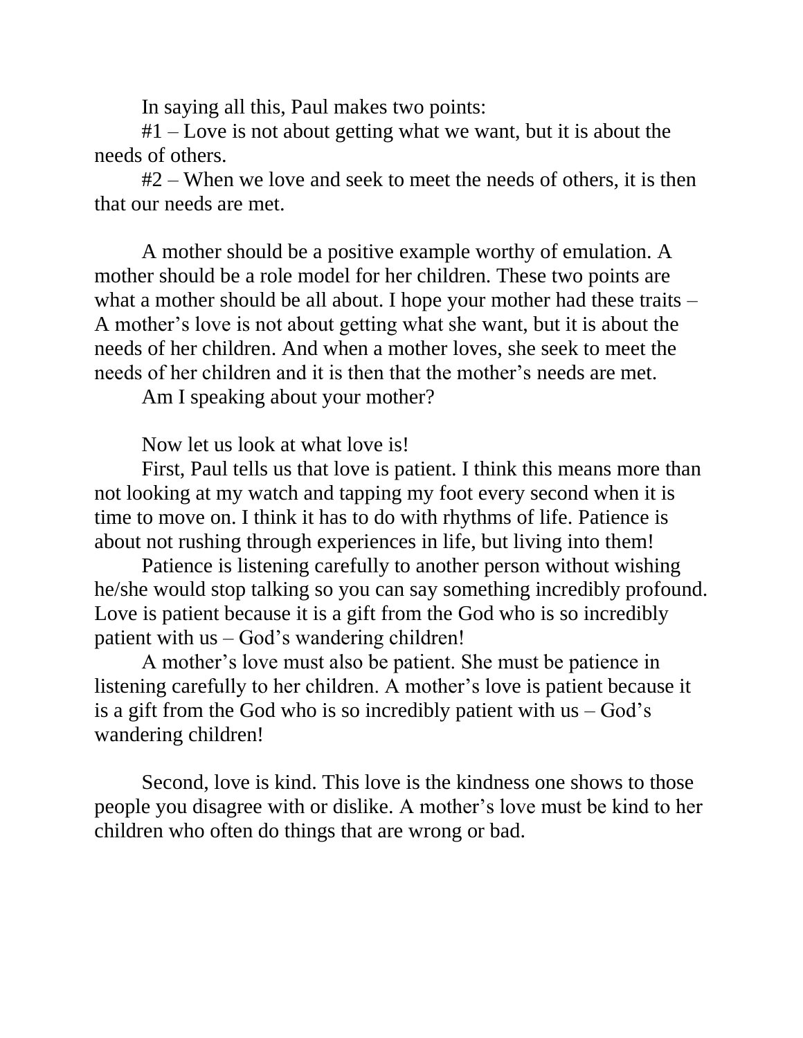In saying all this, Paul makes two points:

#1 – Love is not about getting what we want, but it is about the needs of others.

#2 – When we love and seek to meet the needs of others, it is then that our needs are met.

A mother should be a positive example worthy of emulation. A mother should be a role model for her children. These two points are what a mother should be all about. I hope your mother had these traits – A mother's love is not about getting what she want, but it is about the needs of her children. And when a mother loves, she seek to meet the needs of her children and it is then that the mother's needs are met.

Am I speaking about your mother?

Now let us look at what love is!

First, Paul tells us that love is patient. I think this means more than not looking at my watch and tapping my foot every second when it is time to move on. I think it has to do with rhythms of life. Patience is about not rushing through experiences in life, but living into them!

Patience is listening carefully to another person without wishing he/she would stop talking so you can say something incredibly profound. Love is patient because it is a gift from the God who is so incredibly patient with us – God's wandering children!

A mother's love must also be patient. She must be patience in listening carefully to her children. A mother's love is patient because it is a gift from the God who is so incredibly patient with us – God's wandering children!

Second, love is kind. This love is the kindness one shows to those people you disagree with or dislike. A mother's love must be kind to her children who often do things that are wrong or bad.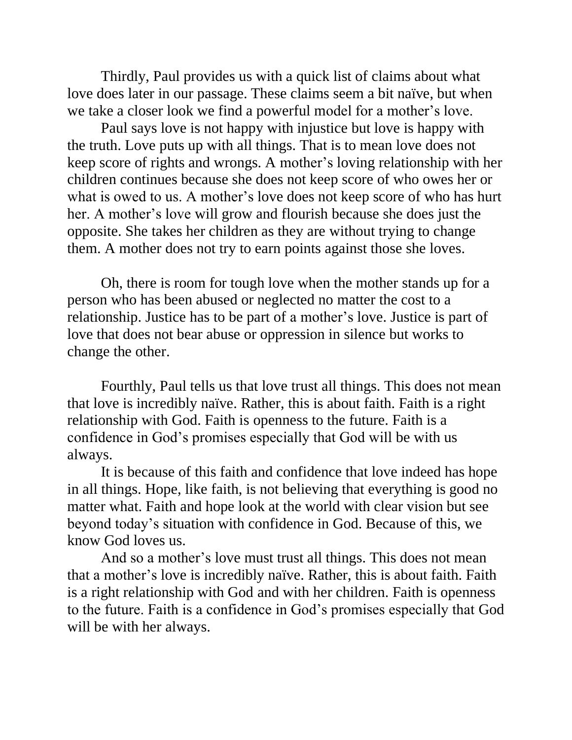Thirdly, Paul provides us with a quick list of claims about what love does later in our passage. These claims seem a bit naïve, but when we take a closer look we find a powerful model for a mother's love.

Paul says love is not happy with injustice but love is happy with the truth. Love puts up with all things. That is to mean love does not keep score of rights and wrongs. A mother's loving relationship with her children continues because she does not keep score of who owes her or what is owed to us. A mother's love does not keep score of who has hurt her. A mother's love will grow and flourish because she does just the opposite. She takes her children as they are without trying to change them. A mother does not try to earn points against those she loves.

Oh, there is room for tough love when the mother stands up for a person who has been abused or neglected no matter the cost to a relationship. Justice has to be part of a mother's love. Justice is part of love that does not bear abuse or oppression in silence but works to change the other.

Fourthly, Paul tells us that love trust all things. This does not mean that love is incredibly naïve. Rather, this is about faith. Faith is a right relationship with God. Faith is openness to the future. Faith is a confidence in God's promises especially that God will be with us always.

It is because of this faith and confidence that love indeed has hope in all things. Hope, like faith, is not believing that everything is good no matter what. Faith and hope look at the world with clear vision but see beyond today's situation with confidence in God. Because of this, we know God loves us.

And so a mother's love must trust all things. This does not mean that a mother's love is incredibly naïve. Rather, this is about faith. Faith is a right relationship with God and with her children. Faith is openness to the future. Faith is a confidence in God's promises especially that God will be with her always.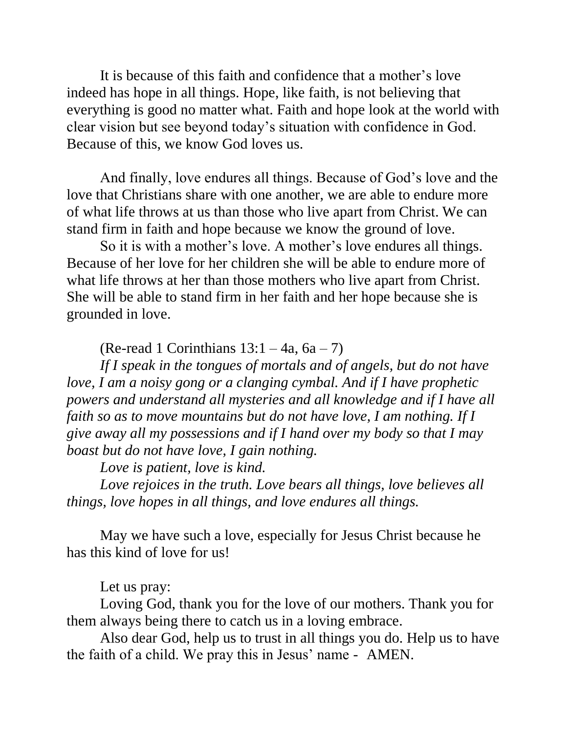It is because of this faith and confidence that a mother's love indeed has hope in all things. Hope, like faith, is not believing that everything is good no matter what. Faith and hope look at the world with clear vision but see beyond today's situation with confidence in God. Because of this, we know God loves us.

And finally, love endures all things. Because of God's love and the love that Christians share with one another, we are able to endure more of what life throws at us than those who live apart from Christ. We can stand firm in faith and hope because we know the ground of love.

So it is with a mother's love. A mother's love endures all things. Because of her love for her children she will be able to endure more of what life throws at her than those mothers who live apart from Christ. She will be able to stand firm in her faith and her hope because she is grounded in love.

(Re-read 1 Corinthians 13:1 – 4a, 6a – 7)

*If I speak in the tongues of mortals and of angels, but do not have love, I am a noisy gong or a clanging cymbal. And if I have prophetic powers and understand all mysteries and all knowledge and if I have all faith so as to move mountains but do not have love, I am nothing. If I give away all my possessions and if I hand over my body so that I may boast but do not have love, I gain nothing.*

*Love is patient, love is kind.*

*Love rejoices in the truth. Love bears all things, love believes all things, love hopes in all things, and love endures all things.*

May we have such a love, especially for Jesus Christ because he has this kind of love for us!

Let us pray:

Loving God, thank you for the love of our mothers. Thank you for them always being there to catch us in a loving embrace.

Also dear God, help us to trust in all things you do. Help us to have the faith of a child. We pray this in Jesus' name - AMEN.